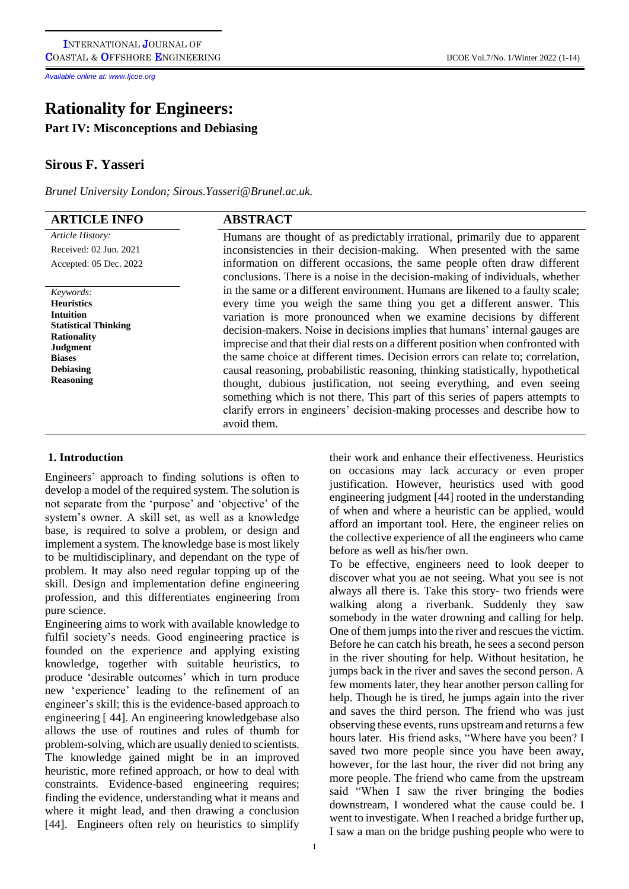# Rationality for Engineers:

## Part IV: Misconceptions and Debiasing

### Sirous F. Yasseri

*Brunel University London; Sirous.Yasseri@Brunel.ac.uk.*

**ARTICLE INFO**

*Article History:*
Received: 02 Jun. 2021
Accepted: 05 Dec. 2022

*Keywords:*
**Heuristics**
**Intuition**
**Statistical Thinking**
**Rationality**
**Judgment**
**Biases**
**Debiasing**
**Reasoning**

**ABSTRACT**

Humans are thought of as predictably irrational, primarily due to apparent inconsistencies in their decision-making. When presented with the same information on different occasions, the same people often draw different conclusions. There is a noise in the decision-making of individuals, whether in the same or a different environment. Humans are likened to a faulty scale; every time you weigh the same thing you get a different answer. This variation is more pronounced when we examine decisions by different decision-makers. Noise in decisions implies that humans' internal gauges are imprecise and that their dial rests on a different position when confronted with the same choice at different times. Decision errors can relate to; correlation, causal reasoning, probabilistic reasoning, thinking statistically, hypothetical thought, dubious justification, not seeing everything, and even seeing something which is not there. This part of this series of papers attempts to clarify errors in engineers' decision-making processes and describe how to avoid them.

## 1. Introduction

Engineers' approach to finding solutions is often to develop a model of the required system. The solution is not separate from the 'purpose' and 'objective' of the system's owner. A skill set, as well as a knowledge base, is required to solve a problem, or design and implement a system. The knowledge base is most likely to be multidisciplinary, and dependant on the type of problem. It may also need regular topping up of the skill. Design and implementation define engineering profession, and this differentiates engineering from pure science.

Engineering aims to work with available knowledge to fulfil society's needs. Good engineering practice is founded on the experience and applying existing knowledge, together with suitable heuristics, to produce 'desirable outcomes' which in turn produce new 'experience' leading to the refinement of an engineer's skill; this is the evidence-based approach to engineering [ 44]. An engineering knowledgebase also allows the use of routines and rules of thumb for problem-solving, which are usually denied to scientists. The knowledge gained might be in an improved heuristic, more refined approach, or how to deal with constraints. Evidence-based engineering requires; finding the evidence, understanding what it means and where it might lead, and then drawing a conclusion [44]. Engineers often rely on heuristics to simplify their work and enhance their effectiveness. Heuristics on occasions may lack accuracy or even proper justification. However, heuristics used with good engineering judgment [44] rooted in the understanding of when and where a heuristic can be applied, would afford an important tool. Here, the engineer relies on the collective experience of all the engineers who came before as well as his/her own.

To be effective, engineers need to look deeper to discover what you ae not seeing. What you see is not always all there is. Take this story- two friends were walking along a riverbank. Suddenly they saw somebody in the water drowning and calling for help. One of them jumps into the river and rescues the victim. Before he can catch his breath, he sees a second person in the river shouting for help. Without hesitation, he jumps back in the river and saves the second person. A few moments later, they hear another person calling for help. Though he is tired, he jumps again into the river and saves the third person. The friend who was just observing these events, runs upstream and returns a few hours later. His friend asks, "Where have you been? I saved two more people since you have been away, however, for the last hour, the river did not bring any more people. The friend who came from the upstream said "When I saw the river bringing the bodies downstream, I wondered what the cause could be. I went to investigate. When I reached a bridge further up, I saw a man on the bridge pushing people who were to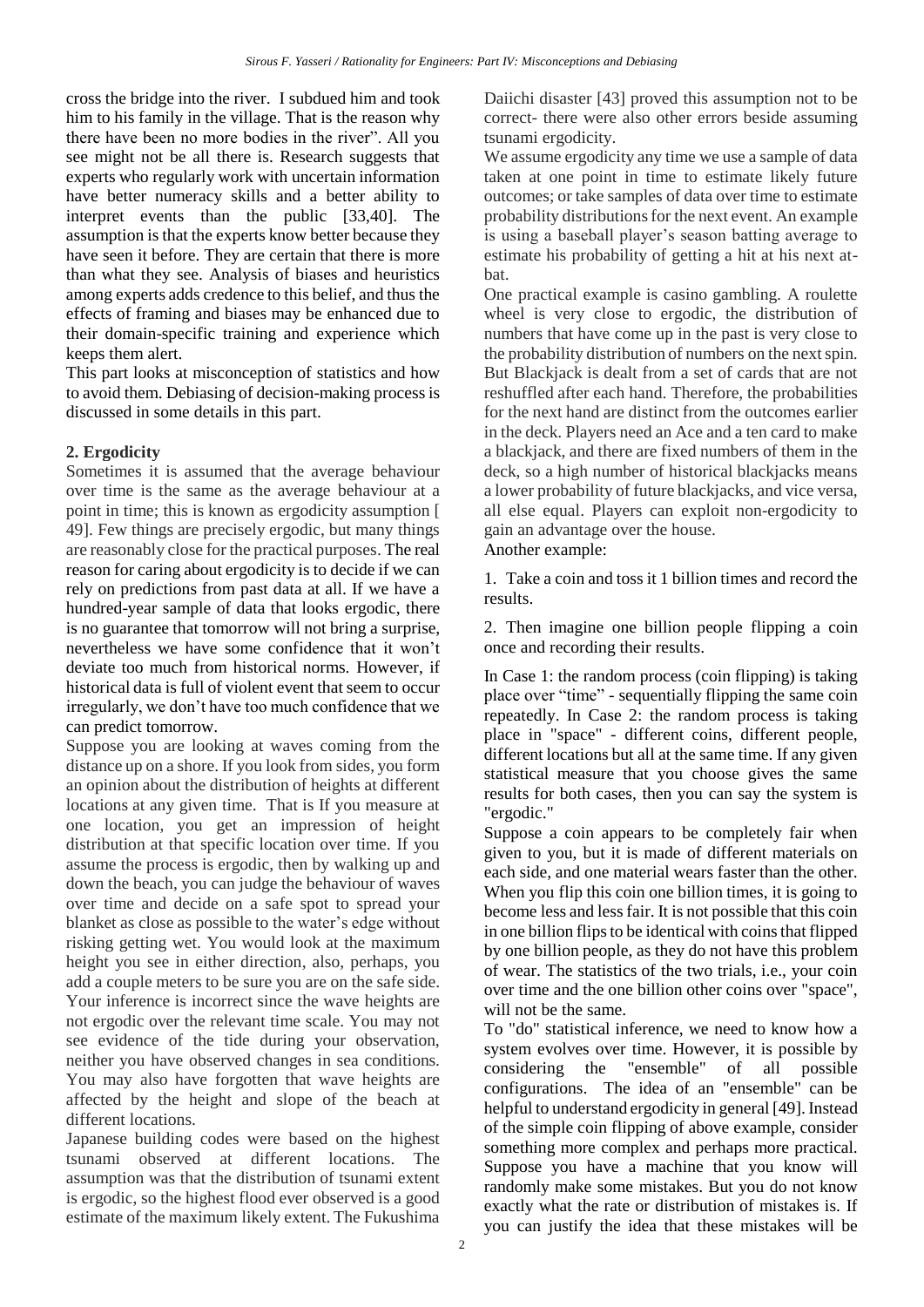cross the bridge into the river. I subdued him and took him to his family in the village. That is the reason why there have been no more bodies in the river". All you see might not be all there is. Research suggests that experts who regularly work with uncertain information have better numeracy skills and a better ability to interpret events than the public [33,40]. The assumption is that the experts know better because they have seen it before. They are certain that there is more than what they see. Analysis of biases and heuristics among experts adds credence to this belief, and thus the effects of framing and biases may be enhanced due to their domain-specific training and experience which keeps them alert.

This part looks at misconception of statistics and how to avoid them. Debiasing of decision-making process is discussed in some details in this part.

## 2. Ergodicity

Sometimes it is assumed that the average behaviour over time is the same as the average behaviour at a point in time; this is known as ergodicity assumption [ 49]. Few things are precisely ergodic, but many things are reasonably close for the practical purposes. The real reason for caring about ergodicity is to decide if we can rely on predictions from past data at all. If we have a hundred-year sample of data that looks ergodic, there is no guarantee that tomorrow will not bring a surprise, nevertheless we have some confidence that it won't deviate too much from historical norms. However, if historical data is full of violent event that seem to occur irregularly, we don't have too much confidence that we can predict tomorrow.

Suppose you are looking at waves coming from the distance up on a shore. If you look from sides, you form an opinion about the distribution of heights at different locations at any given time. That is If you measure at one location, you get an impression of height distribution at that specific location over time. If you assume the process is ergodic, then by walking up and down the beach, you can judge the behaviour of waves over time and decide on a safe spot to spread your blanket as close as possible to the water's edge without risking getting wet. You would look at the maximum height you see in either direction, also, perhaps, you add a couple meters to be sure you are on the safe side. Your inference is incorrect since the wave heights are not ergodic over the relevant time scale. You may not see evidence of the tide during your observation, neither you have observed changes in sea conditions. You may also have forgotten that wave heights are affected by the height and slope of the beach at different locations.

Japanese building codes were based on the highest tsunami observed at different locations. The assumption was that the distribution of tsunami extent is ergodic, so the highest flood ever observed is a good estimate of the maximum likely extent. The Fukushima Daiichi disaster [43] proved this assumption not to be correct- there were also other errors beside assuming tsunami ergodicity.

We assume ergodicity any time we use a sample of data taken at one point in time to estimate likely future outcomes; or take samples of data over time to estimate probability distributions for the next event. An example is using a baseball player's season batting average to estimate his probability of getting a hit at his next at-bat.

One practical example is casino gambling. A roulette wheel is very close to ergodic, the distribution of numbers that have come up in the past is very close to the probability distribution of numbers on the next spin. But Blackjack is dealt from a set of cards that are not reshuffled after each hand. Therefore, the probabilities for the next hand are distinct from the outcomes earlier in the deck. Players need an Ace and a ten card to make a blackjack, and there are fixed numbers of them in the deck, so a high number of historical blackjacks means a lower probability of future blackjacks, and vice versa, all else equal. Players can exploit non-ergodicity to gain an advantage over the house.

Another example:

1. Take a coin and toss it 1 billion times and record the results.

2. Then imagine one billion people flipping a coin once and recording their results.

In Case 1: the random process (coin flipping) is taking place over "time" - sequentially flipping the same coin repeatedly. In Case 2: the random process is taking place in "space" - different coins, different people, different locations but all at the same time. If any given statistical measure that you choose gives the same results for both cases, then you can say the system is "ergodic."

Suppose a coin appears to be completely fair when given to you, but it is made of different materials on each side, and one material wears faster than the other. When you flip this coin one billion times, it is going to become less and less fair. It is not possible that this coin in one billion flips to be identical with coins that flipped by one billion people, as they do not have this problem of wear. The statistics of the two trials, i.e., your coin over time and the one billion other coins over "space", will not be the same.

To "do" statistical inference, we need to know how a system evolves over time. However, it is possible by considering the "ensemble" of all possible configurations. The idea of an "ensemble" can be helpful to understand ergodicity in general [49]. Instead of the simple coin flipping of above example, consider something more complex and perhaps more practical. Suppose you have a machine that you know will randomly make some mistakes. But you do not know exactly what the rate or distribution of mistakes is. If you can justify the idea that these mistakes will be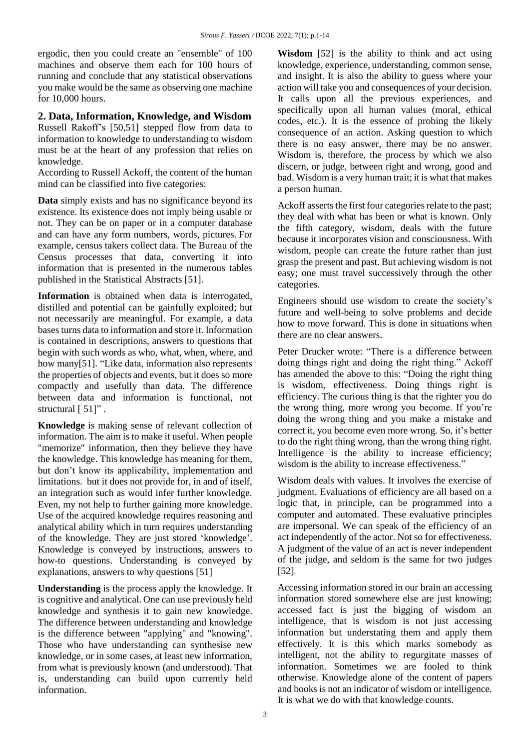ergodic, then you could create an "ensemble" of 100 machines and observe them each for 100 hours of running and conclude that any statistical observations you make would be the same as observing one machine for 10,000 hours.

## 2. Data, Information, Knowledge, and Wisdom

Russell Rakoff's [50,51] stepped flow from data to information to knowledge to understanding to wisdom must be at the heart of any profession that relies on knowledge.

According to Russell Ackoff, the content of the human mind can be classified into five categories:

**Data** simply exists and has no significance beyond its existence. Its existence does not imply being usable or not. They can be on paper or in a computer database and can have any form numbers, words, pictures. For example, census takers collect data. The Bureau of the Census processes that data, converting it into information that is presented in the numerous tables published in the Statistical Abstracts [51].

**Information** is obtained when data is interrogated, distilled and potential can be gainfully exploited; but not necessarily are meaningful. For example, a data bases turns data to information and store it. Information is contained in descriptions, answers to questions that begin with such words as who, what, when, where, and how many[51]. "Like data, information also represents the properties of objects and events, but it does so more compactly and usefully than data. The difference between data and information is functional, not structural [ 51]" .

**Knowledge** is making sense of relevant collection of information. The aim is to make it useful. When people "memorize" information, then they believe they have the knowledge. This knowledge has meaning for them, but don't know its applicability, implementation and limitations. but it does not provide for, in and of itself, an integration such as would infer further knowledge. Even, my not help to further gaining more knowledge. Use of the acquired knowledge requires reasoning and analytical ability which in turn requires understanding of the knowledge. They are just stored 'knowledge'. Knowledge is conveyed by instructions, answers to how-to questions. Understanding is conveyed by explanations, answers to why questions [51]

**Understanding** is the process apply the knowledge. It is cognitive and analytical. One can use previously held knowledge and synthesis it to gain new knowledge. The difference between understanding and knowledge is the difference between "applying" and "knowing". Those who have understanding can synthesise new knowledge, or in some cases, at least new information, from what is previously known (and understood). That is, understanding can build upon currently held information.

**Wisdom** [52] is the ability to think and act using knowledge, experience, understanding, common sense, and insight. It is also the ability to guess where your action will take you and consequences of your decision. It calls upon all the previous experiences, and specifically upon all human values (moral, ethical codes, etc.). It is the essence of probing the likely consequence of an action. Asking question to which there is no easy answer, there may be no answer. Wisdom is, therefore, the process by which we also discern, or judge, between right and wrong, good and bad. Wisdom is a very human trait; it is what that makes a person human.

Ackoff asserts the first four categories relate to the past; they deal with what has been or what is known. Only the fifth category, wisdom, deals with the future because it incorporates vision and consciousness. With wisdom, people can create the future rather than just grasp the present and past. But achieving wisdom is not easy; one must travel successively through the other categories.

Engineers should use wisdom to create the society's future and well-being to solve problems and decide how to move forward. This is done in situations when there are no clear answers.

Peter Drucker wrote: "There is a difference between doing things right and doing the right thing." Ackoff has amended the above to this: "Doing the right thing is wisdom, effectiveness. Doing things right is efficiency. The curious thing is that the righter you do the wrong thing, more wrong you become. If you're doing the wrong thing and you make a mistake and correct it, you become even more wrong. So, it's better to do the right thing wrong, than the wrong thing right. Intelligence is the ability to increase efficiency; wisdom is the ability to increase effectiveness."

Wisdom deals with values. It involves the exercise of judgment. Evaluations of efficiency are all based on a logic that, in principle, can be programmed into a computer and automated. These evaluative principles are impersonal. We can speak of the efficiency of an act independently of the actor. Not so for effectiveness. A judgment of the value of an act is never independent of the judge, and seldom is the same for two judges [52].

Accessing information stored in our brain an accessing information stored somewhere else are just knowing; accessed fact is just the bigging of wisdom an intelligence, that is wisdom is not just accessing information but understating them and apply them effectively. It is this which marks somebody as intelligent, not the ability to regurgitate masses of information. Sometimes we are fooled to think otherwise. Knowledge alone of the content of papers and books is not an indicator of wisdom or intelligence. It is what we do with that knowledge counts.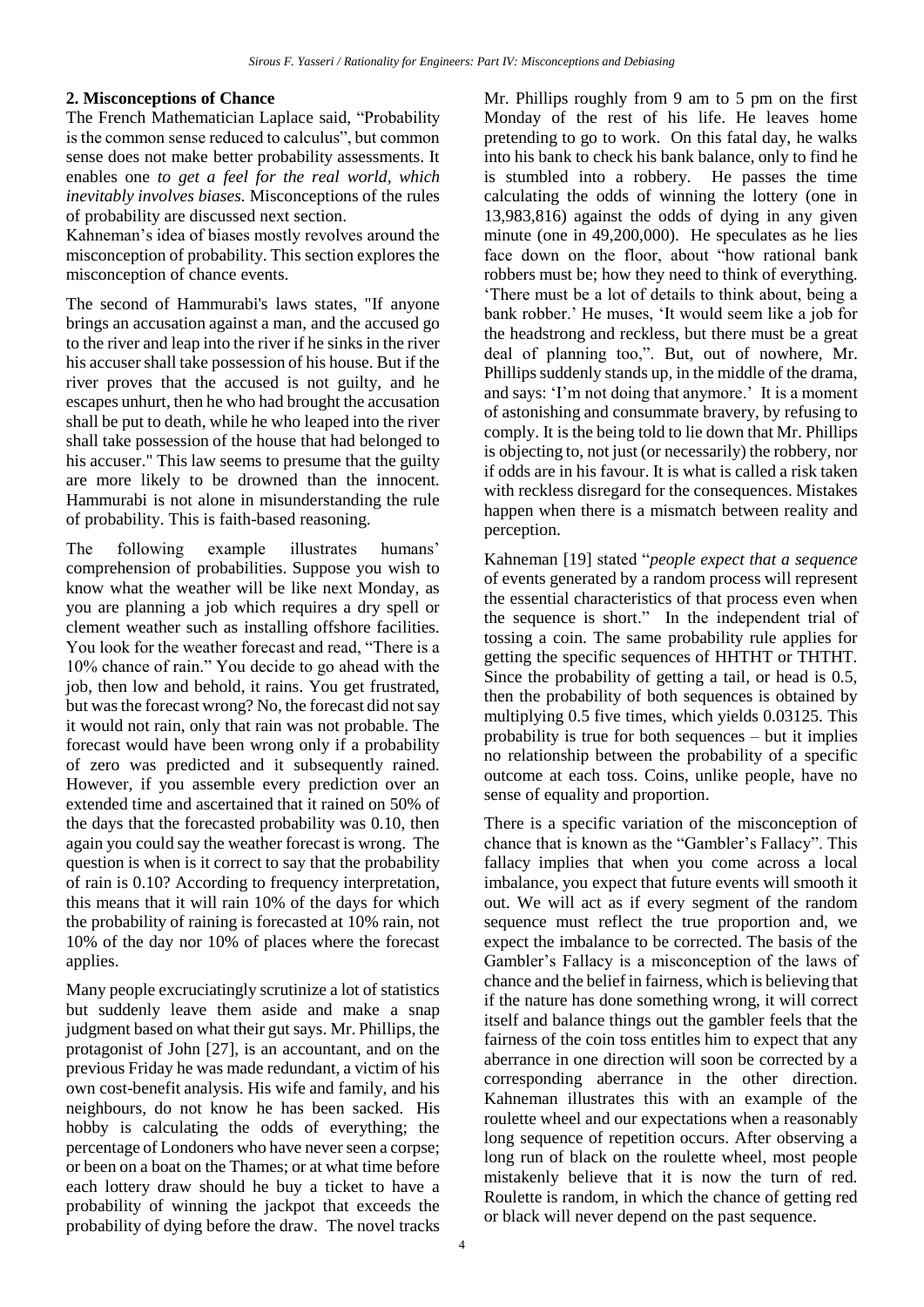## 2. Misconceptions of Chance

The French Mathematician Laplace said, "Probability is the common sense reduced to calculus", but common sense does not make better probability assessments. It enables one *to get a feel for the real world, which inevitably involves biases.* Misconceptions of the rules of probability are discussed next section.

Kahneman's idea of biases mostly revolves around the misconception of probability. This section explores the misconception of chance events.

The second of Hammurabi's laws states, "If anyone brings an accusation against a man, and the accused go to the river and leap into the river if he sinks in the river his accuser shall take possession of his house. But if the river proves that the accused is not guilty, and he escapes unhurt, then he who had brought the accusation shall be put to death, while he who leaped into the river shall take possession of the house that had belonged to his accuser." This law seems to presume that the guilty are more likely to be drowned than the innocent. Hammurabi is not alone in misunderstanding the rule of probability. This is faith-based reasoning.

The following example illustrates humans' comprehension of probabilities. Suppose you wish to know what the weather will be like next Monday, as you are planning a job which requires a dry spell or clement weather such as installing offshore facilities. You look for the weather forecast and read, "There is a 10% chance of rain." You decide to go ahead with the job, then low and behold, it rains. You get frustrated, but was the forecast wrong? No, the forecast did not say it would not rain, only that rain was not probable. The forecast would have been wrong only if a probability of zero was predicted and it subsequently rained. However, if you assemble every prediction over an extended time and ascertained that it rained on 50% of the days that the forecasted probability was 0.10, then again you could say the weather forecast is wrong. The question is when is it correct to say that the probability of rain is 0.10? According to frequency interpretation, this means that it will rain 10% of the days for which the probability of raining is forecasted at 10% rain, not 10% of the day nor 10% of places where the forecast applies.

Many people excruciatingly scrutinize a lot of statistics but suddenly leave them aside and make a snap judgment based on what their gut says. Mr. Phillips, the protagonist of John [27], is an accountant, and on the previous Friday he was made redundant, a victim of his own cost-benefit analysis. His wife and family, and his neighbours, do not know he has been sacked. His hobby is calculating the odds of everything; the percentage of Londoners who have never seen a corpse; or been on a boat on the Thames; or at what time before each lottery draw should he buy a ticket to have a probability of winning the jackpot that exceeds the probability of dying before the draw. The novel tracks Mr. Phillips roughly from 9 am to 5 pm on the first Monday of the rest of his life. He leaves home pretending to go to work. On this fatal day, he walks into his bank to check his bank balance, only to find he is stumbled into a robbery. He passes the time calculating the odds of winning the lottery (one in 13,983,816) against the odds of dying in any given minute (one in 49,200,000). He speculates as he lies face down on the floor, about "how rational bank robbers must be; how they need to think of everything. 'There must be a lot of details to think about, being a bank robber.' He muses, 'It would seem like a job for the headstrong and reckless, but there must be a great deal of planning too,". But, out of nowhere, Mr. Phillips suddenly stands up, in the middle of the drama, and says: 'I'm not doing that anymore.' It is a moment of astonishing and consummate bravery, by refusing to comply. It is the being told to lie down that Mr. Phillips is objecting to, not just (or necessarily) the robbery, nor if odds are in his favour. It is what is called a risk taken with reckless disregard for the consequences. Mistakes happen when there is a mismatch between reality and perception.

Kahneman [19] stated "*people expect that a sequence* of events generated by a random process will represent the essential characteristics of that process even when the sequence is short." In the independent trial of tossing a coin. The same probability rule applies for getting the specific sequences of HHTHT or THTHT. Since the probability of getting a tail, or head is 0.5, then the probability of both sequences is obtained by multiplying 0.5 five times, which yields 0.03125. This probability is true for both sequences – but it implies no relationship between the probability of a specific outcome at each toss. Coins, unlike people, have no sense of equality and proportion.

There is a specific variation of the misconception of chance that is known as the "Gambler's Fallacy". This fallacy implies that when you come across a local imbalance, you expect that future events will smooth it out. We will act as if every segment of the random sequence must reflect the true proportion and, we expect the imbalance to be corrected. The basis of the Gambler's Fallacy is a misconception of the laws of chance and the belief in fairness, which is believing that if the nature has done something wrong, it will correct itself and balance things out the gambler feels that the fairness of the coin toss entitles him to expect that any aberrance in one direction will soon be corrected by a corresponding aberrance in the other direction. Kahneman illustrates this with an example of the roulette wheel and our expectations when a reasonably long sequence of repetition occurs. After observing a long run of black on the roulette wheel, most people mistakenly believe that it is now the turn of red. Roulette is random, in which the chance of getting red or black will never depend on the past sequence.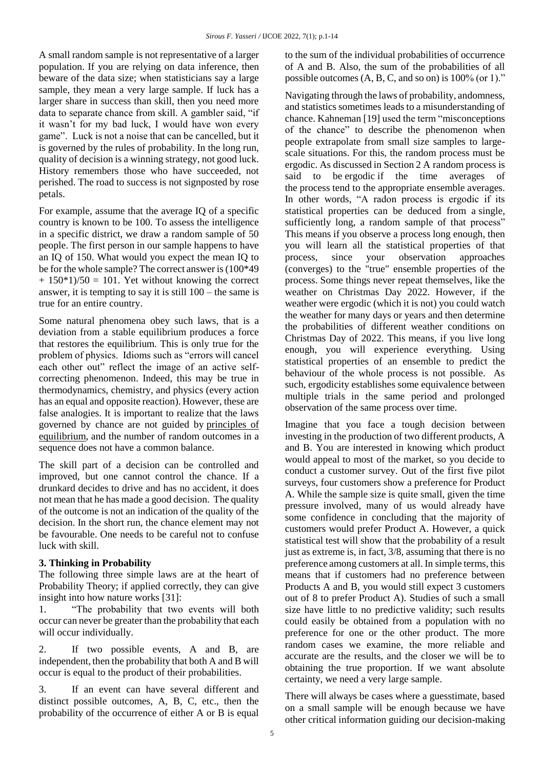A small random sample is not representative of a larger population. If you are relying on data inference, then beware of the data size; when statisticians say a large sample, they mean a very large sample. If luck has a larger share in success than skill, then you need more data to separate chance from skill. A gambler said, "if it wasn't for my bad luck, I would have won every game". Luck is not a noise that can be cancelled, but it is governed by the rules of probability. In the long run, quality of decision is a winning strategy, not good luck. History remembers those who have succeeded, not perished. The road to success is not signposted by rose petals.

For example, assume that the average IQ of a specific country is known to be 100. To assess the intelligence in a specific district, we draw a random sample of 50 people. The first person in our sample happens to have an IQ of 150. What would you expect the mean IQ to be for the whole sample? The correct answer is (100*49 + 150*1)/50 = 101. Yet without knowing the correct answer, it is tempting to say it is still 100 – the same is true for an entire country.

Some natural phenomena obey such laws, that is a deviation from a stable equilibrium produces a force that restores the equilibrium. This is only true for the problem of physics. Idioms such as "errors will cancel each other out" reflect the image of an active self-correcting phenomenon. Indeed, this may be true in thermodynamics, chemistry, and physics (every action has an equal and opposite reaction). However, these are false analogies. It is important to realize that the laws governed by chance are not guided by principles of equilibrium, and the number of random outcomes in a sequence does not have a common balance.

The skill part of a decision can be controlled and improved, but one cannot control the chance. If a drunkard decides to drive and has no accident, it does not mean that he has made a good decision. The quality of the outcome is not an indication of the quality of the decision. In the short run, the chance element may not be favourable. One needs to be careful not to confuse luck with skill.

### 3. Thinking in Probability

The following three simple laws are at the heart of Probability Theory; if applied correctly, they can give insight into how nature works [31]:

1. "The probability that two events will both occur can never be greater than the probability that each will occur individually.
2. If two possible events, A and B, are independent, then the probability that both A and B will occur is equal to the product of their probabilities.
3. If an event can have several different and distinct possible outcomes, A, B, C, etc., then the probability of the occurrence of either A or B is equal to the sum of the individual probabilities of occurrence of A and B. Also, the sum of the probabilities of all possible outcomes (A, B, C, and so on) is 100% (or 1)."

Navigating through the laws of probability, andomness, and statistics sometimes leads to a misunderstanding of chance. Kahneman [19] used the term "misconceptions of the chance" to describe the phenomenon when people extrapolate from small size samples to large-scale situations. For this, the random process must be ergodic. As discussed in Section 2 A random process is said to be ergodic if the time averages of the process tend to the appropriate ensemble averages. In other words, "A radon process is ergodic if its statistical properties can be deduced from a single, sufficiently long, a random sample of that process" This means if you observe a process long enough, then you will learn all the statistical properties of that process, since your observation approaches (converges) to the "true" ensemble properties of the process. Some things never repeat themselves, like the weather on Christmas Day 2022. However, if the weather were ergodic (which it is not) you could watch the weather for many days or years and then determine the probabilities of different weather conditions on Christmas Day of 2022. This means, if you live long enough, you will experience everything. Using statistical properties of an ensemble to predict the behaviour of the whole process is not possible. As such, ergodicity establishes some equivalence between multiple trials in the same period and prolonged observation of the same process over time.

Imagine that you face a tough decision between investing in the production of two different products, A and B. You are interested in knowing which product would appeal to most of the market, so you decide to conduct a customer survey. Out of the first five pilot surveys, four customers show a preference for Product A. While the sample size is quite small, given the time pressure involved, many of us would already have some confidence in concluding that the majority of customers would prefer Product A. However, a quick statistical test will show that the probability of a result just as extreme is, in fact, 3/8, assuming that there is no preference among customers at all. In simple terms, this means that if customers had no preference between Products A and B, you would still expect 3 customers out of 8 to prefer Product A). Studies of such a small size have little to no predictive validity; such results could easily be obtained from a population with no preference for one or the other product. The more random cases we examine, the more reliable and accurate are the results, and the closer we will be to obtaining the true proportion. If we want absolute certainty, we need a very large sample.

There will always be cases where a guesstimate, based on a small sample will be enough because we have other critical information guiding our decision-making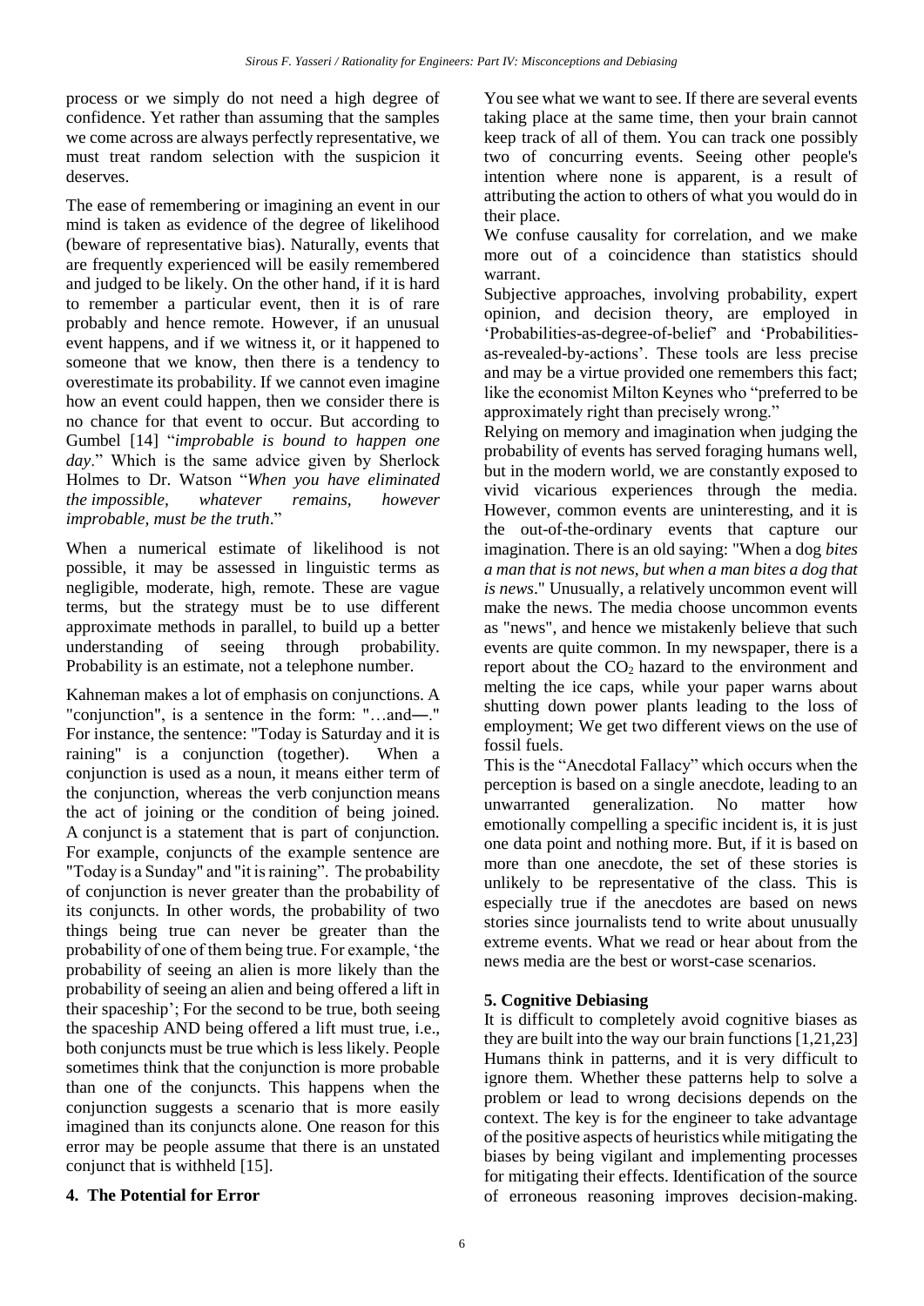process or we simply do not need a high degree of confidence. Yet rather than assuming that the samples we come across are always perfectly representative, we must treat random selection with the suspicion it deserves.

The ease of remembering or imagining an event in our mind is taken as evidence of the degree of likelihood (beware of representative bias). Naturally, events that are frequently experienced will be easily remembered and judged to be likely. On the other hand, if it is hard to remember a particular event, then it is of rare probably and hence remote. However, if an unusual event happens, and if we witness it, or it happened to someone that we know, then there is a tendency to overestimate its probability. If we cannot even imagine how an event could happen, then we consider there is no chance for that event to occur. But according to Gumbel [14] "*improbable is bound to happen one day*." Which is the same advice given by Sherlock Holmes to Dr. Watson "*When you have eliminated the impossible, whatever remains, however improbable, must be the truth*."

When a numerical estimate of likelihood is not possible, it may be assessed in linguistic terms as negligible, moderate, high, remote. These are vague terms, but the strategy must be to use different approximate methods in parallel, to build up a better understanding of seeing through probability. Probability is an estimate, not a telephone number.

Kahneman makes a lot of emphasis on conjunctions. A "conjunction", is a sentence in the form: "…and—." For instance, the sentence: "Today is Saturday and it is raining" is a conjunction (together). When a conjunction is used as a noun, it means either term of the conjunction, whereas the verb conjunction means the act of joining or the condition of being joined. A conjunct is a statement that is part of conjunction. For example, conjuncts of the example sentence are "Today is a Sunday" and "it is raining". The probability of conjunction is never greater than the probability of its conjuncts. In other words, the probability of two things being true can never be greater than the probability of one of them being true. For example, 'the probability of seeing an alien is more likely than the probability of seeing an alien and being offered a lift in their spaceship'; For the second to be true, both seeing the spaceship AND being offered a lift must true, i.e., both conjuncts must be true which is less likely. People sometimes think that the conjunction is more probable than one of the conjuncts. This happens when the conjunction suggests a scenario that is more easily imagined than its conjuncts alone. One reason for this error may be people assume that there is an unstated conjunct that is withheld [15].

## 4. The Potential for Error

You see what we want to see. If there are several events taking place at the same time, then your brain cannot keep track of all of them. You can track one possibly two of concurring events. Seeing other people's intention where none is apparent, is a result of attributing the action to others of what you would do in their place.

We confuse causality for correlation, and we make more out of a coincidence than statistics should warrant.

Subjective approaches, involving probability, expert opinion, and decision theory, are employed in 'Probabilities-as-degree-of-belief' and 'Probabilities-as-revealed-by-actions'. These tools are less precise and may be a virtue provided one remembers this fact; like the economist Milton Keynes who "preferred to be approximately right than precisely wrong."

Relying on memory and imagination when judging the probability of events has served foraging humans well, but in the modern world, we are constantly exposed to vivid vicarious experiences through the media. However, common events are uninteresting, and it is the out-of-the-ordinary events that capture our imagination. There is an old saying: "When a dog *bites a man that is not news, but when a man bites a dog that is news*." Unusually, a relatively uncommon event will make the news. The media choose uncommon events as "news", and hence we mistakenly believe that such events are quite common. In my newspaper, there is a report about the $CO_2$ hazard to the environment and melting the ice caps, while your paper warns about shutting down power plants leading to the loss of employment; We get two different views on the use of fossil fuels.

This is the "Anecdotal Fallacy" which occurs when the perception is based on a single anecdote, leading to an unwarranted generalization. No matter how emotionally compelling a specific incident is, it is just one data point and nothing more. But, if it is based on more than one anecdote, the set of these stories is unlikely to be representative of the class. This is especially true if the anecdotes are based on news stories since journalists tend to write about unusually extreme events. What we read or hear about from the news media are the best or worst-case scenarios.

## 5. Cognitive Debiasing

It is difficult to completely avoid cognitive biases as they are built into the way our brain functions [1,21,23] Humans think in patterns, and it is very difficult to ignore them. Whether these patterns help to solve a problem or lead to wrong decisions depends on the context. The key is for the engineer to take advantage of the positive aspects of heuristics while mitigating the biases by being vigilant and implementing processes for mitigating their effects. Identification of the source of erroneous reasoning improves decision-making.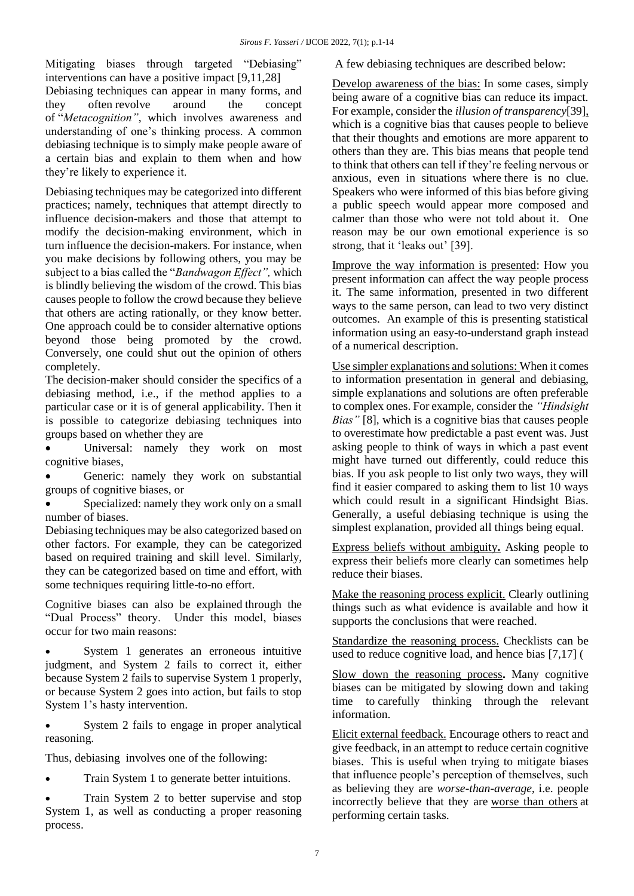Mitigating biases through targeted "Debiasing" interventions can have a positive impact [9,11,28]

Debiasing techniques can appear in many forms, and they often revolve around the concept of "*Metacognition"*, which involves awareness and understanding of one's thinking process. A common debiasing technique is to simply make people aware of a certain bias and explain to them when and how they're likely to experience it.

Debiasing techniques may be categorized into different practices; namely, techniques that attempt directly to influence decision-makers and those that attempt to modify the decision-making environment, which in turn influence the decision-makers. For instance, when you make decisions by following others, you may be subject to a bias called the "*Bandwagon Effect",* which is blindly believing the wisdom of the crowd. This bias causes people to follow the crowd because they believe that others are acting rationally, or they know better. One approach could be to consider alternative options beyond those being promoted by the crowd. Conversely, one could shut out the opinion of others completely.

The decision-maker should consider the specifics of a debiasing method, i.e., if the method applies to a particular case or it is of general applicability. Then it is possible to categorize debiasing techniques into groups based on whether they are

- Universal: namely they work on most cognitive biases,
- Generic: namely they work on substantial groups of cognitive biases, or
- Specialized: namely they work only on a small number of biases.

Debiasing techniques may be also categorized based on other factors. For example, they can be categorized based on required training and skill level. Similarly, they can be categorized based on time and effort, with some techniques requiring little-to-no effort.

Cognitive biases can also be explained through the "Dual Process" theory. Under this model, biases occur for two main reasons:

- System 1 generates an erroneous intuitive judgment, and System 2 fails to correct it, either because System 2 fails to supervise System 1 properly, or because System 2 goes into action, but fails to stop System 1's hasty intervention.
- System 2 fails to engage in proper analytical reasoning.

Thus, debiasing involves one of the following:

- Train System 1 to generate better intuitions.
- Train System 2 to better supervise and stop System 1, as well as conducting a proper reasoning process.

A few debiasing techniques are described below:

Develop awareness of the bias: In some cases, simply being aware of a cognitive bias can reduce its impact. For example, consider the *illusion of transparency*[39], which is a cognitive bias that causes people to believe that their thoughts and emotions are more apparent to others than they are. This bias means that people tend to think that others can tell if they're feeling nervous or anxious, even in situations where there is no clue. Speakers who were informed of this bias before giving a public speech would appear more composed and calmer than those who were not told about it. One reason may be our own emotional experience is so strong, that it 'leaks out' [39].

Improve the way information is presented: How you present information can affect the way people process it. The same information, presented in two different ways to the same person, can lead to two very distinct outcomes. An example of this is presenting statistical information using an easy-to-understand graph instead of a numerical description.

Use simpler explanations and solutions: When it comes to information presentation in general and debiasing, simple explanations and solutions are often preferable to complex ones. For example, consider the *"Hindsight Bias"* [8], which is a cognitive bias that causes people to overestimate how predictable a past event was. Just asking people to think of ways in which a past event might have turned out differently, could reduce this bias. If you ask people to list only two ways, they will find it easier compared to asking them to list 10 ways which could result in a significant Hindsight Bias. Generally, a useful debiasing technique is using the simplest explanation, provided all things being equal.

Express beliefs without ambiguity**.** Asking people to express their beliefs more clearly can sometimes help reduce their biases.

Make the reasoning process explicit. Clearly outlining things such as what evidence is available and how it supports the conclusions that were reached.

Standardize the reasoning process. Checklists can be used to reduce cognitive load, and hence bias [7,17] (

Slow down the reasoning process**.** Many cognitive biases can be mitigated by slowing down and taking time to carefully thinking through the relevant information.

Elicit external feedback. Encourage others to react and give feedback, in an attempt to reduce certain cognitive biases. This is useful when trying to mitigate biases that influence people's perception of themselves, such as believing they are *worse-than-average*, i.e. people incorrectly believe that they are worse than others at performing certain tasks.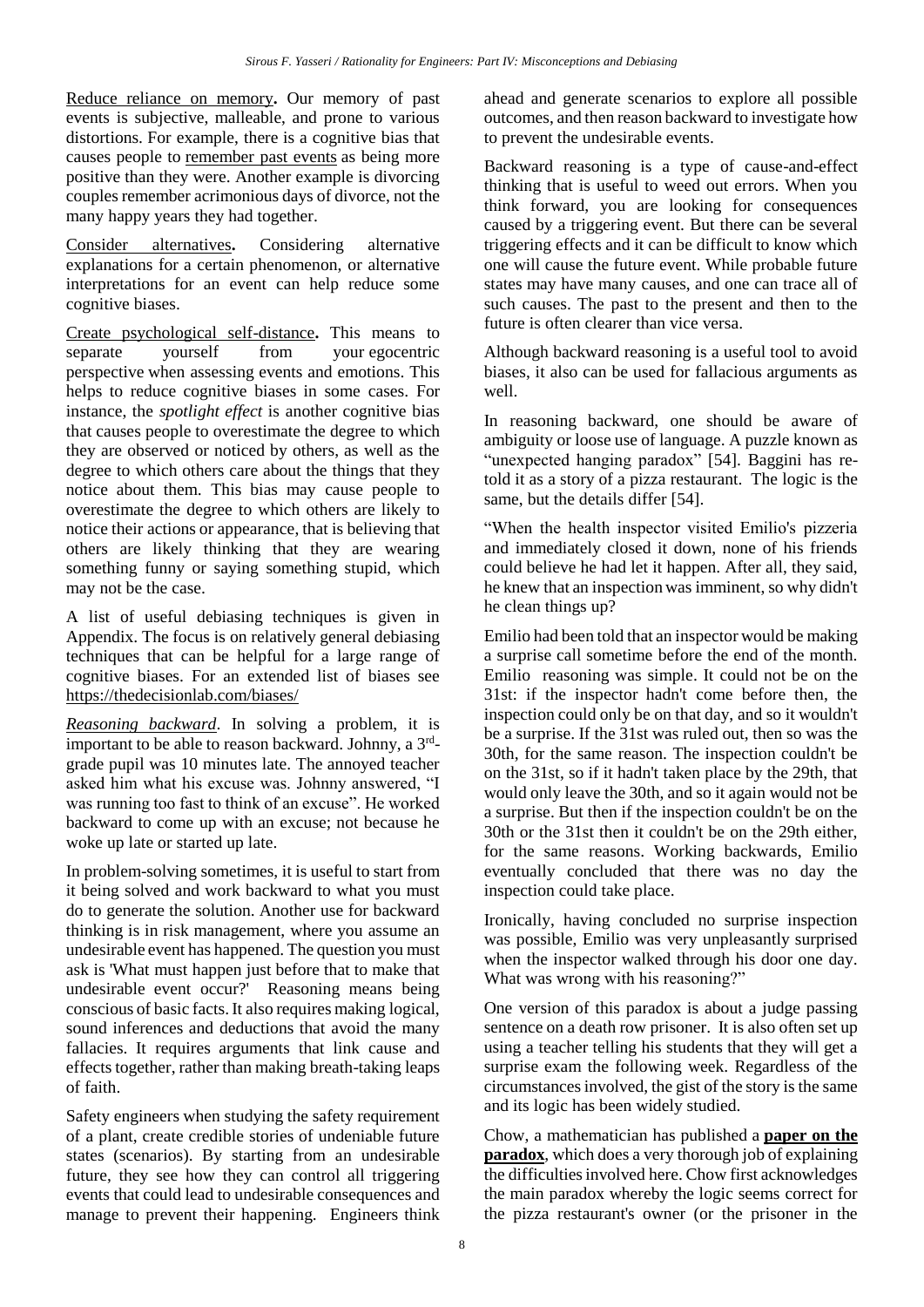Reduce reliance on memory**.** Our memory of past events is subjective, malleable, and prone to various distortions. For example, there is a cognitive bias that causes people to remember past events as being more positive than they were. Another example is divorcing couples remember acrimonious days of divorce, not the many happy years they had together.

Consider alternatives**.** Considering alternative explanations for a certain phenomenon, or alternative interpretations for an event can help reduce some cognitive biases.

Create psychological self-distance**.** This means to separate yourself from your egocentric perspective when assessing events and emotions. This helps to reduce cognitive biases in some cases. For instance, the *spotlight effect* is another cognitive bias that causes people to overestimate the degree to which they are observed or noticed by others, as well as the degree to which others care about the things that they notice about them. This bias may cause people to overestimate the degree to which others are likely to notice their actions or appearance, that is believing that others are likely thinking that they are wearing something funny or saying something stupid, which may not be the case.

A list of useful debiasing techniques is given in Appendix. The focus is on relatively general debiasing techniques that can be helpful for a large range of cognitive biases. For an extended list of biases see https://thedecisionlab.com/biases/

*Reasoning backward*. In solving a problem, it is important to be able to reason backward. Johnny, a 3rd-grade pupil was 10 minutes late. The annoyed teacher asked him what his excuse was. Johnny answered, "I was running too fast to think of an excuse". He worked backward to come up with an excuse; not because he woke up late or started up late.

In problem-solving sometimes, it is useful to start from it being solved and work backward to what you must do to generate the solution. Another use for backward thinking is in risk management, where you assume an undesirable event has happened. The question you must ask is 'What must happen just before that to make that undesirable event occur?' Reasoning means being conscious of basic facts. It also requires making logical, sound inferences and deductions that avoid the many fallacies. It requires arguments that link cause and effects together, rather than making breath-taking leaps of faith.

Safety engineers when studying the safety requirement of a plant, create credible stories of undeniable future states (scenarios). By starting from an undesirable future, they see how they can control all triggering events that could lead to undesirable consequences and manage to prevent their happening. Engineers think ahead and generate scenarios to explore all possible outcomes, and then reason backward to investigate how to prevent the undesirable events.

Backward reasoning is a type of cause-and-effect thinking that is useful to weed out errors. When you think forward, you are looking for consequences caused by a triggering event. But there can be several triggering effects and it can be difficult to know which one will cause the future event. While probable future states may have many causes, and one can trace all of such causes. The past to the present and then to the future is often clearer than vice versa.

Although backward reasoning is a useful tool to avoid biases, it also can be used for fallacious arguments as well.

In reasoning backward, one should be aware of ambiguity or loose use of language. A puzzle known as "unexpected hanging paradox" [54]. Baggini has re-told it as a story of a pizza restaurant. The logic is the same, but the details differ [54].

"When the health inspector visited Emilio's pizzeria and immediately closed it down, none of his friends could believe he had let it happen. After all, they said, he knew that an inspection was imminent, so why didn't he clean things up?

Emilio had been told that an inspector would be making a surprise call sometime before the end of the month. Emilio reasoning was simple. It could not be on the 31st: if the inspector hadn't come before then, the inspection could only be on that day, and so it wouldn't be a surprise. If the 31st was ruled out, then so was the 30th, for the same reason. The inspection couldn't be on the 31st, so if it hadn't taken place by the 29th, that would only leave the 30th, and so it again would not be a surprise. But then if the inspection couldn't be on the 30th or the 31st then it couldn't be on the 29th either, for the same reasons. Working backwards, Emilio eventually concluded that there was no day the inspection could take place.

Ironically, having concluded no surprise inspection was possible, Emilio was very unpleasantly surprised when the inspector walked through his door one day. What was wrong with his reasoning?"

One version of this paradox is about a judge passing sentence on a death row prisoner. It is also often set up using a teacher telling his students that they will get a surprise exam the following week. Regardless of the circumstances involved, the gist of the story is the same and its logic has been widely studied.

Chow, a mathematician has published a **paper on the paradox**, which does a very thorough job of explaining the difficulties involved here. Chow first acknowledges the main paradox whereby the logic seems correct for the pizza restaurant's owner (or the prisoner in the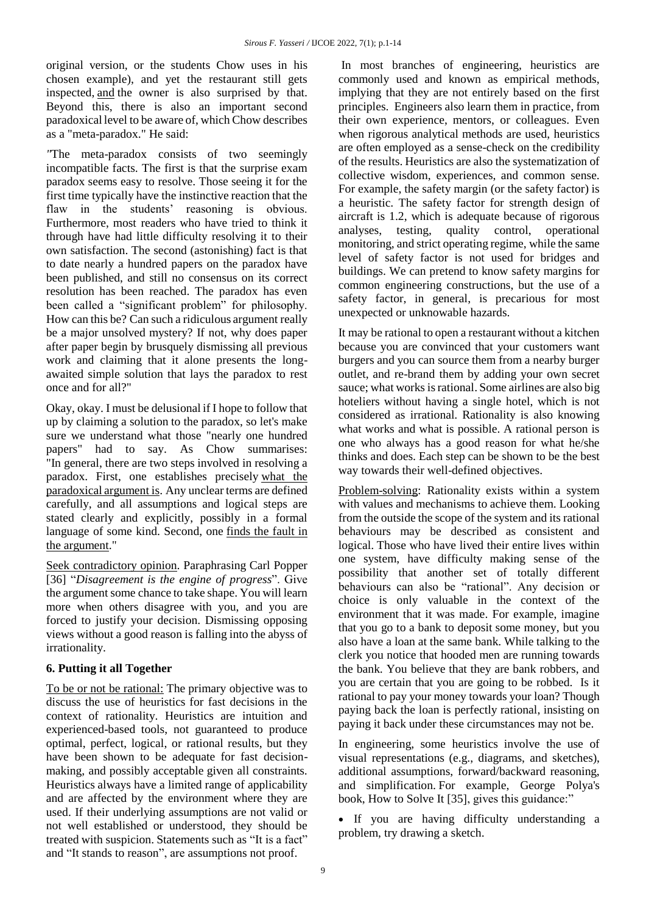original version, or the students Chow uses in his chosen example), and yet the restaurant still gets inspected, and the owner is also surprised by that. Beyond this, there is also an important second paradoxical level to be aware of, which Chow describes as a "meta-paradox." He said:

"The meta-paradox consists of two seemingly incompatible facts. The first is that the surprise exam paradox seems easy to resolve. Those seeing it for the first time typically have the instinctive reaction that the flaw in the students' reasoning is obvious. Furthermore, most readers who have tried to think it through have had little difficulty resolving it to their own satisfaction. The second (astonishing) fact is that to date nearly a hundred papers on the paradox have been published, and still no consensus on its correct resolution has been reached. The paradox has even been called a "significant problem" for philosophy. How can this be? Can such a ridiculous argument really be a major unsolved mystery? If not, why does paper after paper begin by brusquely dismissing all previous work and claiming that it alone presents the long-awaited simple solution that lays the paradox to rest once and for all?"

Okay, okay. I must be delusional if I hope to follow that up by claiming a solution to the paradox, so let's make sure we understand what those "nearly one hundred papers" had to say. As Chow summarises: "In general, there are two steps involved in resolving a paradox. First, one establishes precisely what the paradoxical argument is. Any unclear terms are defined carefully, and all assumptions and logical steps are stated clearly and explicitly, possibly in a formal language of some kind. Second, one finds the fault in the argument."

Seek contradictory opinion. Paraphrasing Carl Popper [36] "*Disagreement is the engine of progress*". Give the argument some chance to take shape. You will learn more when others disagree with you, and you are forced to justify your decision. Dismissing opposing views without a good reason is falling into the abyss of irrationality.

## 6. Putting it all Together

To be or not be rational: The primary objective was to discuss the use of heuristics for fast decisions in the context of rationality. Heuristics are intuition and experienced-based tools, not guaranteed to produce optimal, perfect, logical, or rational results, but they have been shown to be adequate for fast decision-making, and possibly acceptable given all constraints. Heuristics always have a limited range of applicability and are affected by the environment where they are used. If their underlying assumptions are not valid or not well established or understood, they should be treated with suspicion. Statements such as "It is a fact" and "It stands to reason", are assumptions not proof.

In most branches of engineering, heuristics are commonly used and known as empirical methods, implying that they are not entirely based on the first principles. Engineers also learn them in practice, from their own experience, mentors, or colleagues. Even when rigorous analytical methods are used, heuristics are often employed as a sense-check on the credibility of the results. Heuristics are also the systematization of collective wisdom, experiences, and common sense. For example, the safety margin (or the safety factor) is a heuristic. The safety factor for strength design of aircraft is 1.2, which is adequate because of rigorous analyses, testing, quality control, operational monitoring, and strict operating regime, while the same level of safety factor is not used for bridges and buildings. We can pretend to know safety margins for common engineering constructions, but the use of a safety factor, in general, is precarious for most unexpected or unknowable hazards.

It may be rational to open a restaurant without a kitchen because you are convinced that your customers want burgers and you can source them from a nearby burger outlet, and re-brand them by adding your own secret sauce; what works is rational. Some airlines are also big hoteliers without having a single hotel, which is not considered as irrational. Rationality is also knowing what works and what is possible. A rational person is one who always has a good reason for what he/she thinks and does. Each step can be shown to be the best way towards their well-defined objectives.

Problem-solving: Rationality exists within a system with values and mechanisms to achieve them. Looking from the outside the scope of the system and its rational behaviours may be described as consistent and logical. Those who have lived their entire lives within one system, have difficulty making sense of the possibility that another set of totally different behaviours can also be "rational". Any decision or choice is only valuable in the context of the environment that it was made. For example, imagine that you go to a bank to deposit some money, but you also have a loan at the same bank. While talking to the clerk you notice that hooded men are running towards the bank. You believe that they are bank robbers, and you are certain that you are going to be robbed. Is it rational to pay your money towards your loan? Though paying back the loan is perfectly rational, insisting on paying it back under these circumstances may not be.

In engineering, some heuristics involve the use of visual representations (e.g., diagrams, and sketches), additional assumptions, forward/backward reasoning, and simplification. For example, George Polya's book, How to Solve It [35], gives this guidance:"

- If you are having difficulty understanding a problem, try drawing a sketch.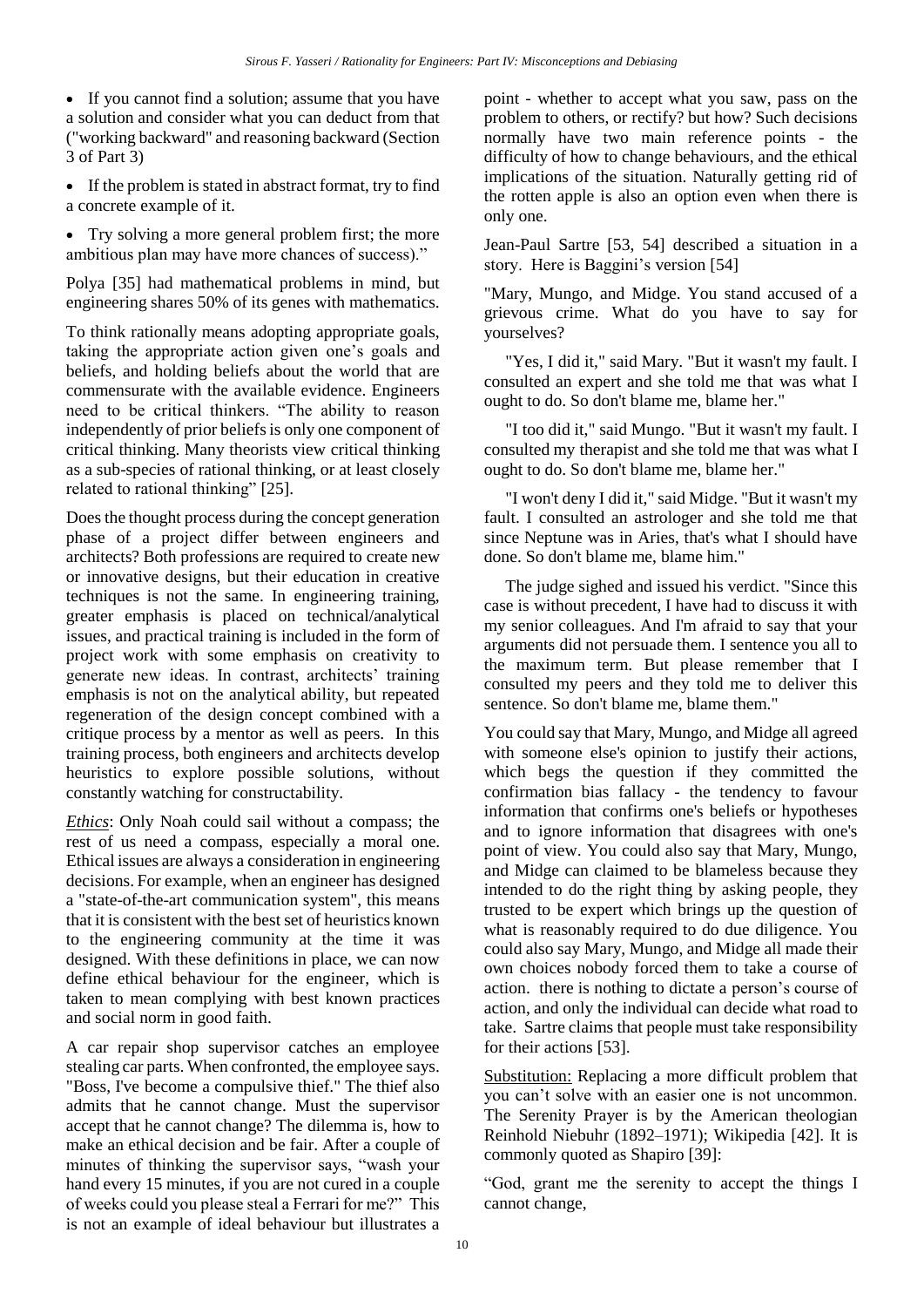- If you cannot find a solution; assume that you have a solution and consider what you can deduct from that ("working backward" and reasoning backward (Section 3 of Part 3)
- If the problem is stated in abstract format, try to find a concrete example of it.
- Try solving a more general problem first; the more ambitious plan may have more chances of success)."

Polya [35] had mathematical problems in mind, but engineering shares 50% of its genes with mathematics.

To think rationally means adopting appropriate goals, taking the appropriate action given one's goals and beliefs, and holding beliefs about the world that are commensurate with the available evidence. Engineers need to be critical thinkers. "The ability to reason independently of prior beliefs is only one component of critical thinking. Many theorists view critical thinking as a sub-species of rational thinking, or at least closely related to rational thinking" [25].

Does the thought process during the concept generation phase of a project differ between engineers and architects? Both professions are required to create new or innovative designs, but their education in creative techniques is not the same. In engineering training, greater emphasis is placed on technical/analytical issues, and practical training is included in the form of project work with some emphasis on creativity to generate new ideas. In contrast, architects' training emphasis is not on the analytical ability, but repeated regeneration of the design concept combined with a critique process by a mentor as well as peers. In this training process, both engineers and architects develop heuristics to explore possible solutions, without constantly watching for constructability.

_Ethics_: Only Noah could sail without a compass; the rest of us need a compass, especially a moral one. Ethical issues are always a consideration in engineering decisions. For example, when an engineer has designed a "state-of-the-art communication system", this means that it is consistent with the best set of heuristics known to the engineering community at the time it was designed. With these definitions in place, we can now define ethical behaviour for the engineer, which is taken to mean complying with best known practices and social norm in good faith.

A car repair shop supervisor catches an employee stealing car parts. When confronted, the employee says. "Boss, I've become a compulsive thief." The thief also admits that he cannot change. Must the supervisor accept that he cannot change? The dilemma is, how to make an ethical decision and be fair. After a couple of minutes of thinking the supervisor says, "wash your hand every 15 minutes, if you are not cured in a couple of weeks could you please steal a Ferrari for me?" This is not an example of ideal behaviour but illustrates a point - whether to accept what you saw, pass on the problem to others, or rectify? but how? Such decisions normally have two main reference points - the difficulty of how to change behaviours, and the ethical implications of the situation. Naturally getting rid of the rotten apple is also an option even when there is only one.

Jean-Paul Sartre [53, 54] described a situation in a story. Here is Baggini's version [54]

"Mary, Mungo, and Midge. You stand accused of a grievous crime. What do you have to say for yourselves?

"Yes, I did it," said Mary. "But it wasn't my fault. I consulted an expert and she told me that was what I ought to do. So don't blame me, blame her."

"I too did it," said Mungo. "But it wasn't my fault. I consulted my therapist and she told me that was what I ought to do. So don't blame me, blame her."

"I won't deny I did it," said Midge. "But it wasn't my fault. I consulted an astrologer and she told me that since Neptune was in Aries, that's what I should have done. So don't blame me, blame him."

The judge sighed and issued his verdict. "Since this case is without precedent, I have had to discuss it with my senior colleagues. And I'm afraid to say that your arguments did not persuade them. I sentence you all to the maximum term. But please remember that I consulted my peers and they told me to deliver this sentence. So don't blame me, blame them."

You could say that Mary, Mungo, and Midge all agreed with someone else's opinion to justify their actions, which begs the question if they committed the confirmation bias fallacy - the tendency to favour information that confirms one's beliefs or hypotheses and to ignore information that disagrees with one's point of view. You could also say that Mary, Mungo, and Midge can claimed to be blameless because they intended to do the right thing by asking people, they trusted to be expert which brings up the question of what is reasonably required to do due diligence. You could also say Mary, Mungo, and Midge all made their own choices nobody forced them to take a course of action. there is nothing to dictate a person's course of action, and only the individual can decide what road to take. Sartre claims that people must take responsibility for their actions [53].

Substitution: Replacing a more difficult problem that you can't solve with an easier one is not uncommon. The Serenity Prayer is by the American theologian Reinhold Niebuhr (1892–1971); Wikipedia [42]. It is commonly quoted as Shapiro [39]:

"God, grant me the serenity to accept the things I cannot change,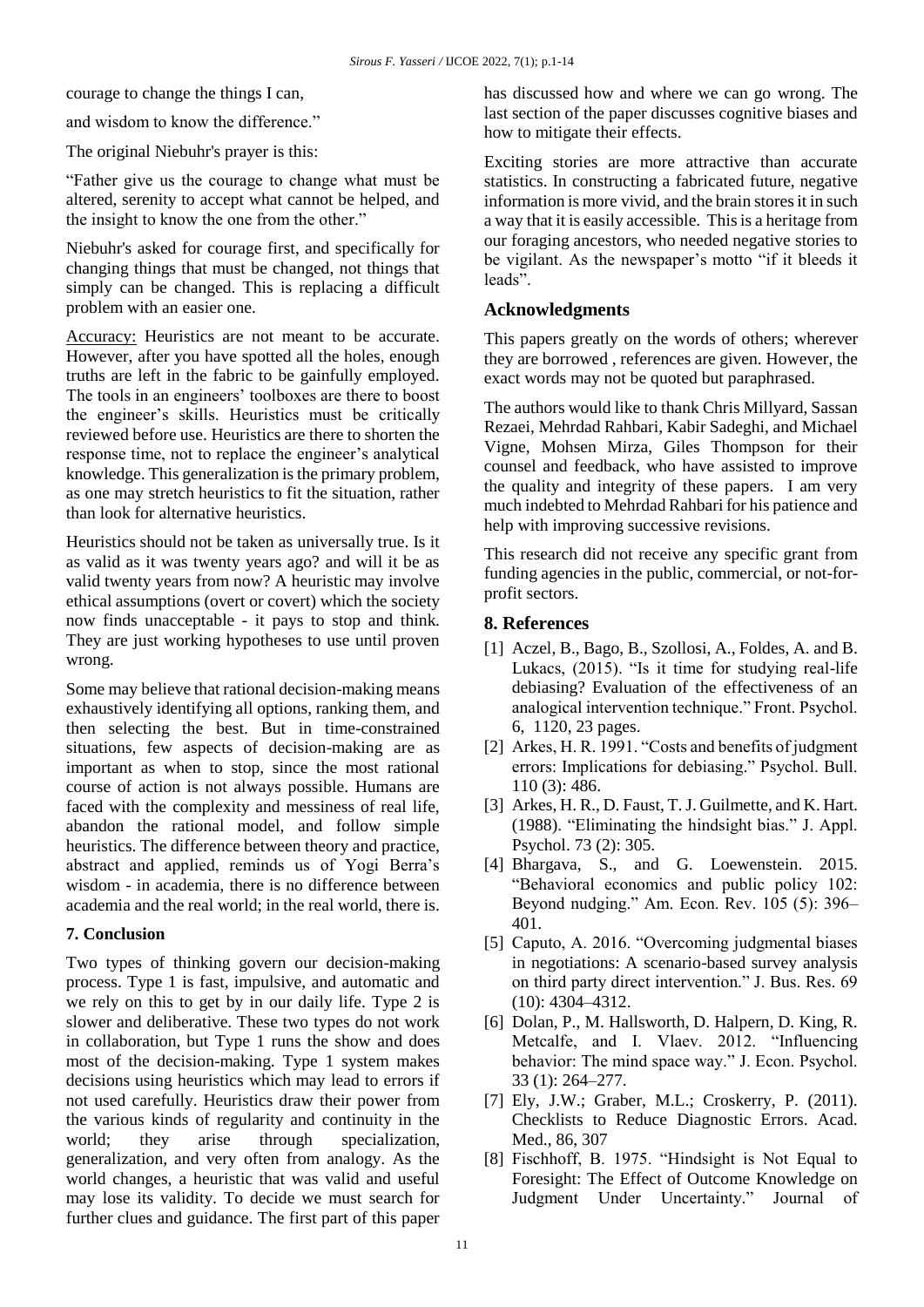courage to change the things I can,

and wisdom to know the difference."

The original Niebuhr's prayer is this:

"Father give us the courage to change what must be altered, serenity to accept what cannot be helped, and the insight to know the one from the other."

Niebuhr's asked for courage first, and specifically for changing things that must be changed, not things that simply can be changed. This is replacing a difficult problem with an easier one.

Accuracy: Heuristics are not meant to be accurate. However, after you have spotted all the holes, enough truths are left in the fabric to be gainfully employed. The tools in an engineers' toolboxes are there to boost the engineer's skills. Heuristics must be critically reviewed before use. Heuristics are there to shorten the response time, not to replace the engineer's analytical knowledge. This generalization is the primary problem, as one may stretch heuristics to fit the situation, rather than look for alternative heuristics.

Heuristics should not be taken as universally true. Is it as valid as it was twenty years ago? and will it be as valid twenty years from now? A heuristic may involve ethical assumptions (overt or covert) which the society now finds unacceptable - it pays to stop and think. They are just working hypotheses to use until proven wrong.

Some may believe that rational decision-making means exhaustively identifying all options, ranking them, and then selecting the best. But in time-constrained situations, few aspects of decision-making are as important as when to stop, since the most rational course of action is not always possible. Humans are faced with the complexity and messiness of real life, abandon the rational model, and follow simple heuristics. The difference between theory and practice, abstract and applied, reminds us of Yogi Berra's wisdom - in academia, there is no difference between academia and the real world; in the real world, there is.

### 7. Conclusion

Two types of thinking govern our decision-making process. Type 1 is fast, impulsive, and automatic and we rely on this to get by in our daily life. Type 2 is slower and deliberative. These two types do not work in collaboration, but Type 1 runs the show and does most of the decision-making. Type 1 system makes decisions using heuristics which may lead to errors if not used carefully. Heuristics draw their power from the various kinds of regularity and continuity in the world; they arise through specialization, generalization, and very often from analogy. As the world changes, a heuristic that was valid and useful may lose its validity. To decide we must search for further clues and guidance. The first part of this paper has discussed how and where we can go wrong. The last section of the paper discusses cognitive biases and how to mitigate their effects.

Exciting stories are more attractive than accurate statistics. In constructing a fabricated future, negative information is more vivid, and the brain stores it in such a way that it is easily accessible. This is a heritage from our foraging ancestors, who needed negative stories to be vigilant. As the newspaper's motto "if it bleeds it leads".

### Acknowledgments

This papers greatly on the words of others; wherever they are borrowed , references are given. However, the exact words may not be quoted but paraphrased.

The authors would like to thank Chris Millyard, Sassan Rezaei, Mehrdad Rahbari, Kabir Sadeghi, and Michael Vigne, Mohsen Mirza, Giles Thompson for their counsel and feedback, who have assisted to improve the quality and integrity of these papers. I am very much indebted to Mehrdad Rahbari for his patience and help with improving successive revisions.

This research did not receive any specific grant from funding agencies in the public, commercial, or not-for-profit sectors.

### 8. References

[1] Aczel, B., Bago, B., Szollosi, A., Foldes, A. and B. Lukacs, (2015). "Is it time for studying real-life debiasing? Evaluation of the effectiveness of an analogical intervention technique." Front. Psychol. 6, 1120, 23 pages.

[2] Arkes, H. R. 1991. "Costs and benefits of judgment errors: Implications for debiasing." Psychol. Bull. 110 (3): 486.

[3] Arkes, H. R., D. Faust, T. J. Guilmette, and K. Hart. (1988). "Eliminating the hindsight bias." J. Appl. Psychol. 73 (2): 305.

[4] Bhargava, S., and G. Loewenstein. 2015. "Behavioral economics and public policy 102: Beyond nudging." Am. Econ. Rev. 105 (5): 396–401.

[5] Caputo, A. 2016. "Overcoming judgmental biases in negotiations: A scenario-based survey analysis on third party direct intervention." J. Bus. Res. 69 (10): 4304–4312.

[6] Dolan, P., M. Hallsworth, D. Halpern, D. King, R. Metcalfe, and I. Vlaev. 2012. "Influencing behavior: The mind space way." J. Econ. Psychol. 33 (1): 264–277.

[7] Ely, J.W.; Graber, M.L.; Croskerry, P. (2011). Checklists to Reduce Diagnostic Errors. Acad. Med., 86, 307

[8] Fischhoff, B. 1975. "Hindsight is Not Equal to Foresight: The Effect of Outcome Knowledge on Judgment Under Uncertainty." Journal of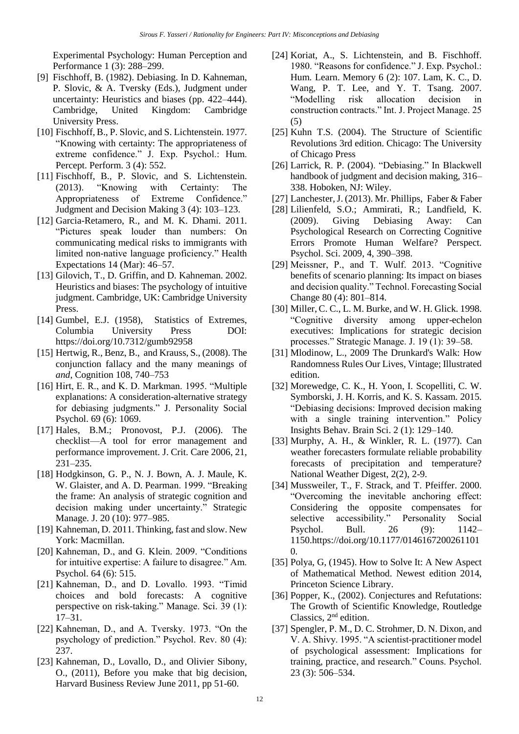Experimental Psychology: Human Perception and Performance 1 (3): 288–299.

[9] Fischhoff, B. (1982). Debiasing. In D. Kahneman, P. Slovic, & A. Tversky (Eds.), Judgment under uncertainty: Heuristics and biases (pp. 422–444). Cambridge, United Kingdom: Cambridge University Press.

[10] Fischhoff, B., P. Slovic, and S. Lichtenstein. 1977. "Knowing with certainty: The appropriateness of extreme confidence." J. Exp. Psychol.: Hum. Percept. Perform. 3 (4): 552.

[11] Fischhoff, B., P. Slovic, and S. Lichtenstein. (2013). "Knowing with Certainty: The Appropriateness of Extreme Confidence." Judgment and Decision Making 3 (4): 103–123.

[12] Garcia-Retamero, R., and M. K. Dhami. 2011. "Pictures speak louder than numbers: On communicating medical risks to immigrants with limited non-native language proficiency." Health Expectations 14 (Mar): 46–57.

[13] Gilovich, T., D. Griffin, and D. Kahneman. 2002. Heuristics and biases: The psychology of intuitive judgment. Cambridge, UK: Cambridge University Press.

[14] Gumbel, E.J. (1958), Statistics of Extremes, Columbia University Press DOI: https://doi.org/10.7312/gumb92958

[15] Hertwig, R., Benz, B., and Krauss, S., (2008). The conjunction fallacy and the many meanings of *and*, Cognition 108, 740–753

[16] Hirt, E. R., and K. D. Markman. 1995. "Multiple explanations: A consideration-alternative strategy for debiasing judgments." J. Personality Social Psychol. 69 (6): 1069.

[17] Hales, B.M.; Pronovost, P.J. (2006). The checklist—A tool for error management and performance improvement. J. Crit. Care 2006, 21, 231–235.

[18] Hodgkinson, G. P., N. J. Bown, A. J. Maule, K. W. Glaister, and A. D. Pearman. 1999. "Breaking the frame: An analysis of strategic cognition and decision making under uncertainty." Strategic Manage. J. 20 (10): 977–985.

[19] Kahneman, D. 2011. Thinking, fast and slow. New York: Macmillan.

[20] Kahneman, D., and G. Klein. 2009. "Conditions for intuitive expertise: A failure to disagree." Am. Psychol. 64 (6): 515.

[21] Kahneman, D., and D. Lovallo. 1993. "Timid choices and bold forecasts: A cognitive perspective on risk-taking." Manage. Sci. 39 (1): 17–31.

[22] Kahneman, D., and A. Tversky. 1973. "On the psychology of prediction." Psychol. Rev. 80 (4): 237.

[23] Kahneman, D., Lovallo, D., and Olivier Sibony, O., (2011), Before you make that big decision, Harvard Business Review June 2011, pp 51-60.

[24] Koriat, A., S. Lichtenstein, and B. Fischhoff. 1980. "Reasons for confidence." J. Exp. Psychol.: Hum. Learn. Memory 6 (2): 107. Lam, K. C., D. Wang, P. T. Lee, and Y. T. Tsang. 2007. "Modelling risk allocation decision in construction contracts." Int. J. Project Manage. 25 (5)

[25] Kuhn T.S. (2004). The Structure of Scientific Revolutions 3rd edition. Chicago: The University of Chicago Press

[26] Larrick, R. P. (2004). "Debiasing." In Blackwell handbook of judgment and decision making, 316–338. Hoboken, NJ: Wiley.

[27] Lanchester, J. (2013). Mr. Phillips, Faber & Faber

[28] Lilienfeld, S.O.; Ammirati, R.; Landfield, K. (2009). Giving Debiasing Away: Can Psychological Research on Correcting Cognitive Errors Promote Human Welfare? Perspect. Psychol. Sci. 2009, 4, 390–398.

[29] Meissner, P., and T. Wulf. 2013. "Cognitive benefits of scenario planning: Its impact on biases and decision quality." Technol. Forecasting Social Change 80 (4): 801–814.

[30] Miller, C. C., L. M. Burke, and W. H. Glick. 1998. "Cognitive diversity among upper-echelon executives: Implications for strategic decision processes." Strategic Manage. J. 19 (1): 39–58.

[31] Mlodinow, L., 2009 The Drunkard's Walk: How Randomness Rules Our Lives, Vintage; Illustrated edition.

[32] Morewedge, C. K., H. Yoon, I. Scopelliti, C. W. Symborski, J. H. Korris, and K. S. Kassam. 2015. "Debiasing decisions: Improved decision making with a single training intervention." Policy Insights Behav. Brain Sci. 2 (1): 129–140.

[33] Murphy, A. H., & Winkler, R. L. (1977). Can weather forecasters formulate reliable probability forecasts of precipitation and temperature? National Weather Digest, 2(2), 2-9.

[34] Mussweiler, T., F. Strack, and T. Pfeiffer. 2000. "Overcoming the inevitable anchoring effect: Considering the opposite compensates for selective accessibility." Personality Social Psychol. Bull. 26 (9): 1142–1150.https://doi.org/10.1177/01461672002611010.

[35] Polya, G, (1945). How to Solve It: A New Aspect of Mathematical Method. Newest edition 2014, Princeton Science Library.

[36] Popper, K., (2002). Conjectures and Refutations: The Growth of Scientific Knowledge, Routledge Classics, 2nd edition.

[37] Spengler, P. M., D. C. Strohmer, D. N. Dixon, and V. A. Shivy. 1995. "A scientist-practitioner model of psychological assessment: Implications for training, practice, and research." Couns. Psychol. 23 (3): 506–534.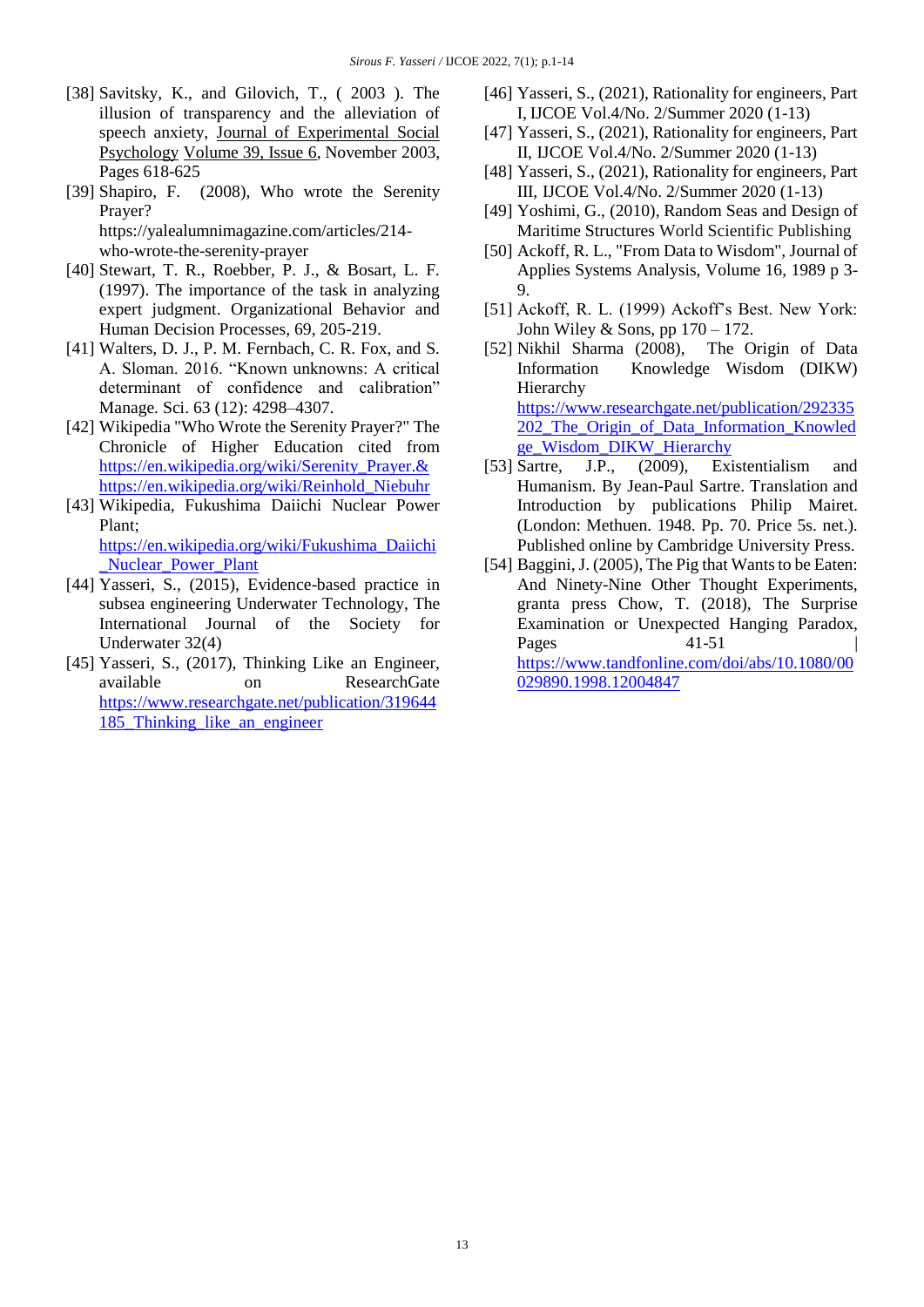[38] Savitsky, K., and Gilovich, T., ( 2003 ). The illusion of transparency and the alleviation of speech anxiety, Journal of Experimental Social Psychology Volume 39, Issue 6, November 2003, Pages 618-625

[39] Shapiro, F. (2008), Who wrote the Serenity Prayer? https://yalealumnimagazine.com/articles/214-who-wrote-the-serenity-prayer

[40] Stewart, T. R., Roebber, P. J., & Bosart, L. F. (1997). The importance of the task in analyzing expert judgment. Organizational Behavior and Human Decision Processes, 69, 205-219.

[41] Walters, D. J., P. M. Fernbach, C. R. Fox, and S. A. Sloman. 2016. "Known unknowns: A critical determinant of confidence and calibration" Manage. Sci. 63 (12): 4298–4307.

[42] Wikipedia "Who Wrote the Serenity Prayer?" The Chronicle of Higher Education cited from https://en.wikipedia.org/wiki/Serenity_Prayer.& https://en.wikipedia.org/wiki/Reinhold_Niebuhr

[43] Wikipedia, Fukushima Daiichi Nuclear Power Plant; https://en.wikipedia.org/wiki/Fukushima_Daiichi_Nuclear_Power_Plant

[44] Yasseri, S., (2015), Evidence-based practice in subsea engineering Underwater Technology, The International Journal of the Society for Underwater 32(4)

[45] Yasseri, S., (2017), Thinking Like an Engineer, available on ResearchGate https://www.researchgate.net/publication/319644185_Thinking_like_an_engineer

[46] Yasseri, S., (2021), Rationality for engineers, Part I, IJCOE Vol.4/No. 2/Summer 2020 (1-13)

[47] Yasseri, S., (2021), Rationality for engineers, Part II, IJCOE Vol.4/No. 2/Summer 2020 (1-13)

[48] Yasseri, S., (2021), Rationality for engineers, Part III, IJCOE Vol.4/No. 2/Summer 2020 (1-13)

[49] Yoshimi, G., (2010), Random Seas and Design of Maritime Structures World Scientific Publishing

[50] Ackoff, R. L., "From Data to Wisdom", Journal of Applies Systems Analysis, Volume 16, 1989 p 3-9.

[51] Ackoff, R. L. (1999) Ackoff's Best. New York: John Wiley & Sons, pp 170 – 172.

[52] Nikhil Sharma (2008), The Origin of Data Information Knowledge Wisdom (DIKW) Hierarchy https://www.researchgate.net/publication/292335202_The_Origin_of_Data_Information_Knowledge_Wisdom_DIKW_Hierarchy

[53] Sartre, J.P., (2009), Existentialism and Humanism. By Jean-Paul Sartre. Translation and Introduction by publications Philip Mairet. (London: Methuen. 1948. Pp. 70. Price 5s. net.). Published online by Cambridge University Press.

[54] Baggini, J. (2005), The Pig that Wants to be Eaten: And Ninety-Nine Other Thought Experiments, granta press Chow, T. (2018), The Surprise Examination or Unexpected Hanging Paradox, Pages 41-51 | https://www.tandfonline.com/doi/abs/10.1080/00029890.1998.12004847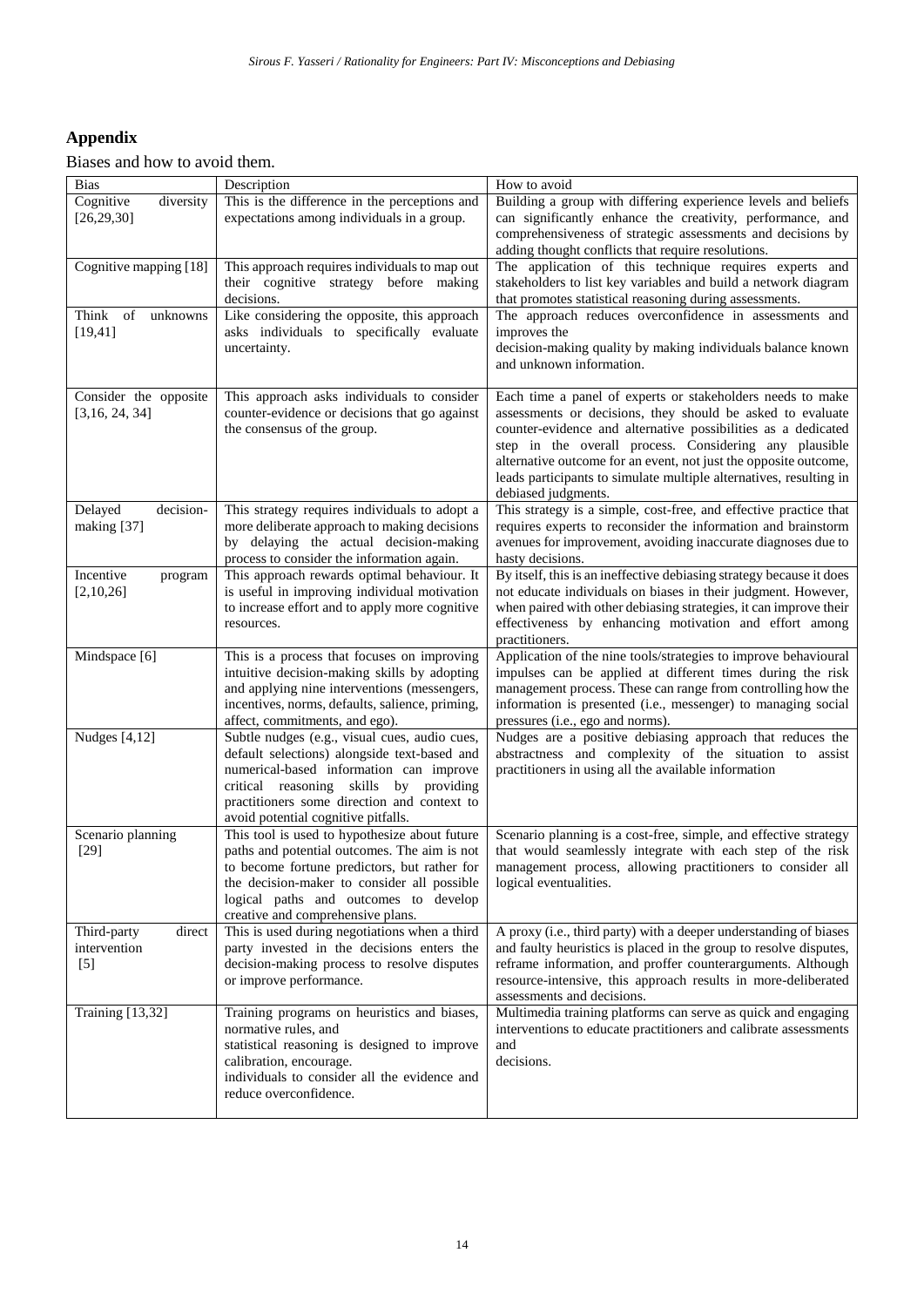## Appendix

Biases and how to avoid them.

| Bias | Description | How to avoid |
|---|---|---|
| Cognitive diversity [26,29,30] | This is the difference in the perceptions and expectations among individuals in a group. | Building a group with differing experience levels and beliefs can significantly enhance the creativity, performance, and comprehensiveness of strategic assessments and decisions by adding thought conflicts that require resolutions. |
| Cognitive mapping [18] | This approach requires individuals to map out their cognitive strategy before making decisions. | The application of this technique requires experts and stakeholders to list key variables and build a network diagram that promotes statistical reasoning during assessments. |
| Think of unknowns [19,41] | Like considering the opposite, this approach asks individuals to specifically evaluate uncertainty. | The approach reduces overconfidence in assessments and improves the decision-making quality by making individuals balance known and unknown information. |
| Consider the opposite [3,16, 24, 34] | This approach asks individuals to consider counter-evidence or decisions that go against the consensus of the group. | Each time a panel of experts or stakeholders needs to make assessments or decisions, they should be asked to evaluate counter-evidence and alternative possibilities as a dedicated step in the overall process. Considering any plausible alternative outcome for an event, not just the opposite outcome, leads participants to simulate multiple alternatives, resulting in debiased judgments. |
| Delayed decision-making [37] | This strategy requires individuals to adopt a more deliberate approach to making decisions by delaying the actual decision-making process to consider the information again. | This strategy is a simple, cost-free, and effective practice that requires experts to reconsider the information and brainstorm avenues for improvement, avoiding inaccurate diagnoses due to hasty decisions. |
| Incentive program [2,10,26] | This approach rewards optimal behaviour. It is useful in improving individual motivation to increase effort and to apply more cognitive resources. | By itself, this is an ineffective debiasing strategy because it does not educate individuals on biases in their judgment. However, when paired with other debiasing strategies, it can improve their effectiveness by enhancing motivation and effort among practitioners. |
| Mindspace [6] | This is a process that focuses on improving intuitive decision-making skills by adopting and applying nine interventions (messengers, incentives, norms, defaults, salience, priming, affect, commitments, and ego). | Application of the nine tools/strategies to improve behavioural impulses can be applied at different times during the risk management process. These can range from controlling how the information is presented (i.e., messenger) to managing social pressures (i.e., ego and norms). |
| Nudges [4,12] | Subtle nudges (e.g., visual cues, audio cues, default selections) alongside text-based and numerical-based information can improve critical reasoning skills by providing practitioners some direction and context to avoid potential cognitive pitfalls. | Nudges are a positive debiasing approach that reduces the abstractness and complexity of the situation to assist practitioners in using all the available information |
| Scenario planning [29] | This tool is used to hypothesize about future paths and potential outcomes. The aim is not to become fortune predictors, but rather for the decision-maker to consider all possible logical paths and outcomes to develop creative and comprehensive plans. | Scenario planning is a cost-free, simple, and effective strategy that would seamlessly integrate with each step of the risk management process, allowing practitioners to consider all logical eventualities. |
| Third-party direct intervention [5] | This is used during negotiations when a third party invested in the decisions enters the decision-making process to resolve disputes or improve performance. | A proxy (i.e., third party) with a deeper understanding of biases and faulty heuristics is placed in the group to resolve disputes, reframe information, and proffer counterarguments. Although resource-intensive, this approach results in more-deliberated assessments and decisions. |
| Training [13,32] | Training programs on heuristics and biases, normative rules, and statistical reasoning is designed to improve calibration, encourage. individuals to consider all the evidence and reduce overconfidence. | Multimedia training platforms can serve as quick and engaging interventions to educate practitioners and calibrate assessments and decisions. |